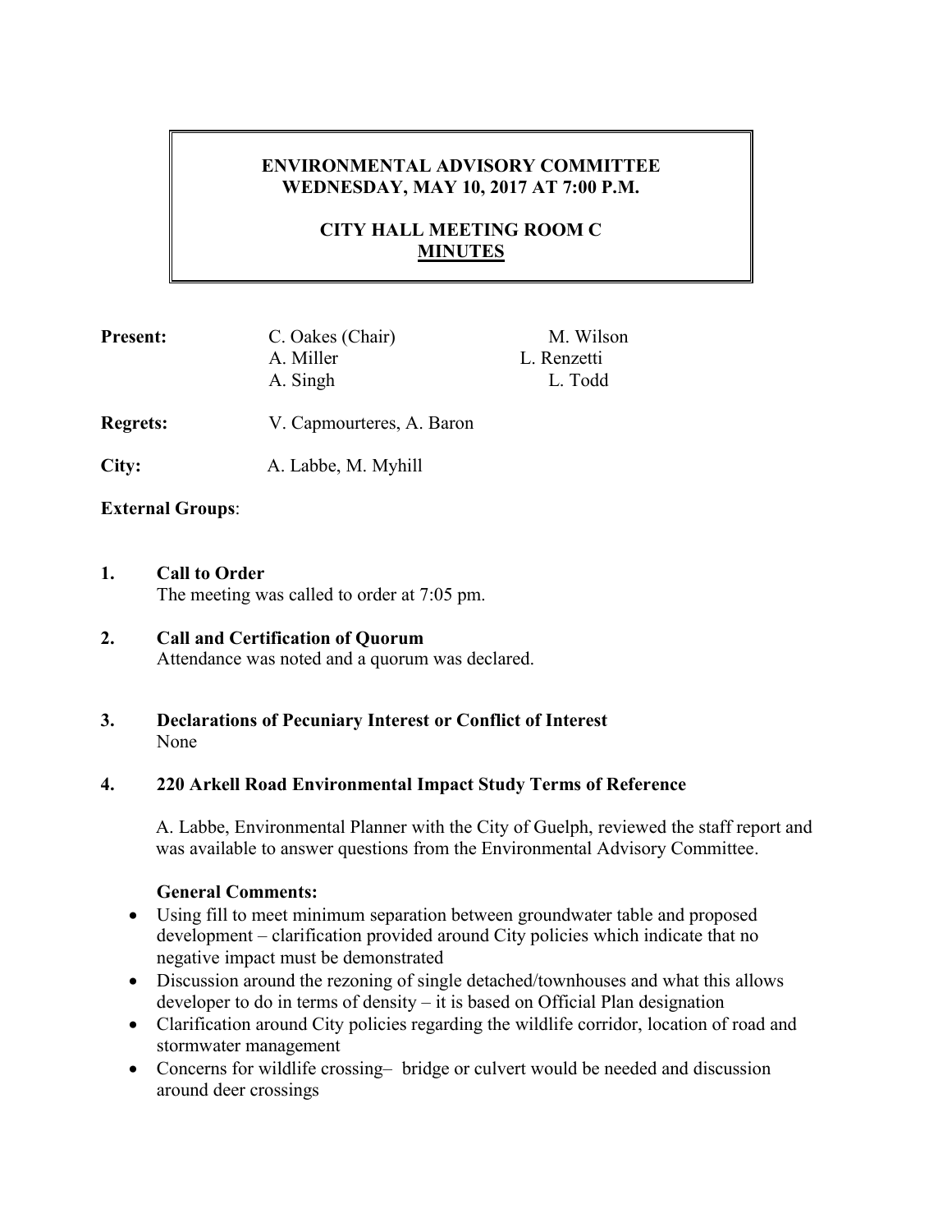# ENVIRONMENTAL ADVISORY COMMITTEE
## WEDNESDAY, MAY 10, 2017 AT 7:00 P.M.

## CITY HALL MEETING ROOM C
## MINUTES

**Present:** C. Oakes (Chair), A. Miller, A. Singh, M. Wilson, L. Renzetti, L. Todd

**Regrets:** V. Capmourteres, A. Baron

**City:** A. Labbe, M. Myhill

**External Groups**:

**1. Call to Order**

The meeting was called to order at 7:05 pm.

**2. Call and Certification of Quorum**

Attendance was noted and a quorum was declared.

**3. Declarations of Pecuniary Interest or Conflict of Interest**

None

**4. 220 Arkell Road Environmental Impact Study Terms of Reference**

A. Labbe, Environmental Planner with the City of Guelph, reviewed the staff report and was available to answer questions from the Environmental Advisory Committee.

**General Comments:**

- Using fill to meet minimum separation between groundwater table and proposed development – clarification provided around City policies which indicate that no negative impact must be demonstrated
- Discussion around the rezoning of single detached/townhouses and what this allows developer to do in terms of density – it is based on Official Plan designation
- Clarification around City policies regarding the wildlife corridor, location of road and stormwater management
- Concerns for wildlife crossing– bridge or culvert would be needed and discussion around deer crossings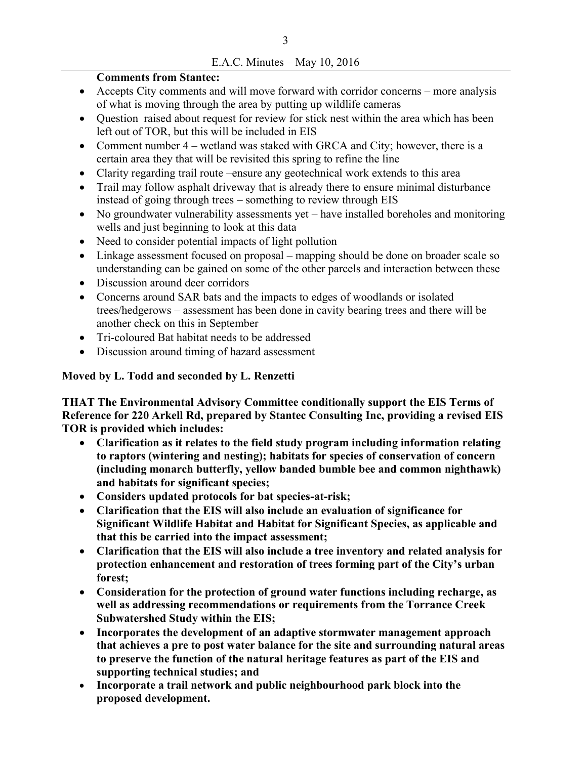**Comments from Stantec:**

- Accepts City comments and will move forward with corridor concerns – more analysis of what is moving through the area by putting up wildlife cameras
- Question raised about request for review for stick nest within the area which has been left out of TOR, but this will be included in EIS
- Comment number 4 – wetland was staked with GRCA and City; however, there is a certain area they that will be revisited this spring to refine the line
- Clarity regarding trail route –ensure any geotechnical work extends to this area
- Trail may follow asphalt driveway that is already there to ensure minimal disturbance instead of going through trees – something to review through EIS
- No groundwater vulnerability assessments yet – have installed boreholes and monitoring wells and just beginning to look at this data
- Need to consider potential impacts of light pollution
- Linkage assessment focused on proposal – mapping should be done on broader scale so understanding can be gained on some of the other parcels and interaction between these
- Discussion around deer corridors
- Concerns around SAR bats and the impacts to edges of woodlands or isolated trees/hedgerows – assessment has been done in cavity bearing trees and there will be another check on this in September
- Tri-coloured Bat habitat needs to be addressed
- Discussion around timing of hazard assessment

**Moved by L. Todd and seconded by L. Renzetti**

**THAT The Environmental Advisory Committee conditionally support the EIS Terms of Reference for 220 Arkell Rd, prepared by Stantec Consulting Inc, providing a revised EIS TOR is provided which includes:**

- **Clarification as it relates to the field study program including information relating to raptors (wintering and nesting); habitats for species of conservation of concern (including monarch butterfly, yellow banded bumble bee and common nighthawk) and habitats for significant species;**
- **Considers updated protocols for bat species-at-risk;**
- **Clarification that the EIS will also include an evaluation of significance for Significant Wildlife Habitat and Habitat for Significant Species, as applicable and that this be carried into the impact assessment;**
- **Clarification that the EIS will also include a tree inventory and related analysis for protection enhancement and restoration of trees forming part of the City's urban forest;**
- **Consideration for the protection of ground water functions including recharge, as well as addressing recommendations or requirements from the Torrance Creek Subwatershed Study within the EIS;**
- **Incorporates the development of an adaptive stormwater management approach that achieves a pre to post water balance for the site and surrounding natural areas to preserve the function of the natural heritage features as part of the EIS and supporting technical studies; and**
- **Incorporate a trail network and public neighbourhood park block into the proposed development.**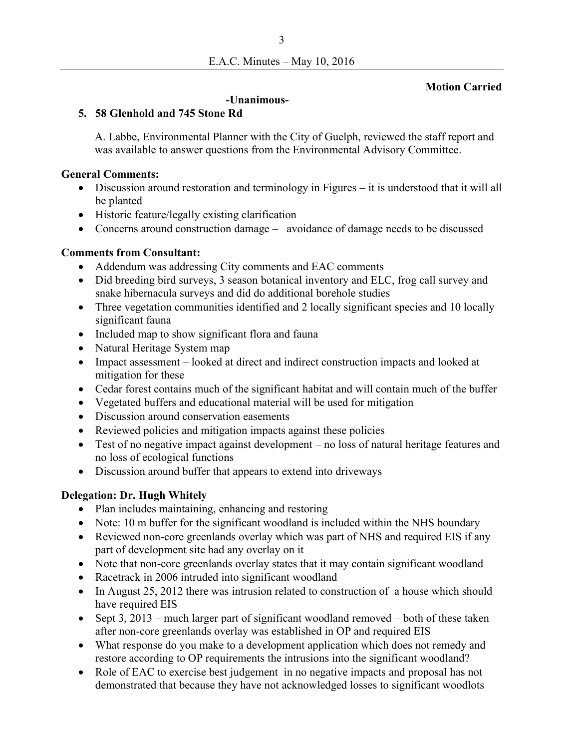**Motion Carried**

**-Unanimous-**

## 5. 58 Glenhold and 745 Stone Rd

A. Labbe, Environmental Planner with the City of Guelph, reviewed the staff report and was available to answer questions from the Environmental Advisory Committee.

**General Comments:**

- Discussion around restoration and terminology in Figures – it is understood that it will all be planted
- Historic feature/legally existing clarification
- Concerns around construction damage – avoidance of damage needs to be discussed

**Comments from Consultant:**

- Addendum was addressing City comments and EAC comments
- Did breeding bird surveys, 3 season botanical inventory and ELC, frog call survey and snake hibernacula surveys and did do additional borehole studies
- Three vegetation communities identified and 2 locally significant species and 10 locally significant fauna
- Included map to show significant flora and fauna
- Natural Heritage System map
- Impact assessment – looked at direct and indirect construction impacts and looked at mitigation for these
- Cedar forest contains much of the significant habitat and will contain much of the buffer
- Vegetated buffers and educational material will be used for mitigation
- Discussion around conservation easements
- Reviewed policies and mitigation impacts against these policies
- Test of no negative impact against development – no loss of natural heritage features and no loss of ecological functions
- Discussion around buffer that appears to extend into driveways

**Delegation: Dr. Hugh Whitely**

- Plan includes maintaining, enhancing and restoring
- Note: 10 m buffer for the significant woodland is included within the NHS boundary
- Reviewed non-core greenlands overlay which was part of NHS and required EIS if any part of development site had any overlay on it
- Note that non-core greenlands overlay states that it may contain significant woodland
- Racetrack in 2006 intruded into significant woodland
- In August 25, 2012 there was intrusion related to construction of a house which should have required EIS
- Sept 3, 2013 – much larger part of significant woodland removed – both of these taken after non-core greenlands overlay was established in OP and required EIS
- What response do you make to a development application which does not remedy and restore according to OP requirements the intrusions into the significant woodland?
- Role of EAC to exercise best judgement in no negative impacts and proposal has not demonstrated that because they have not acknowledged losses to significant woodlots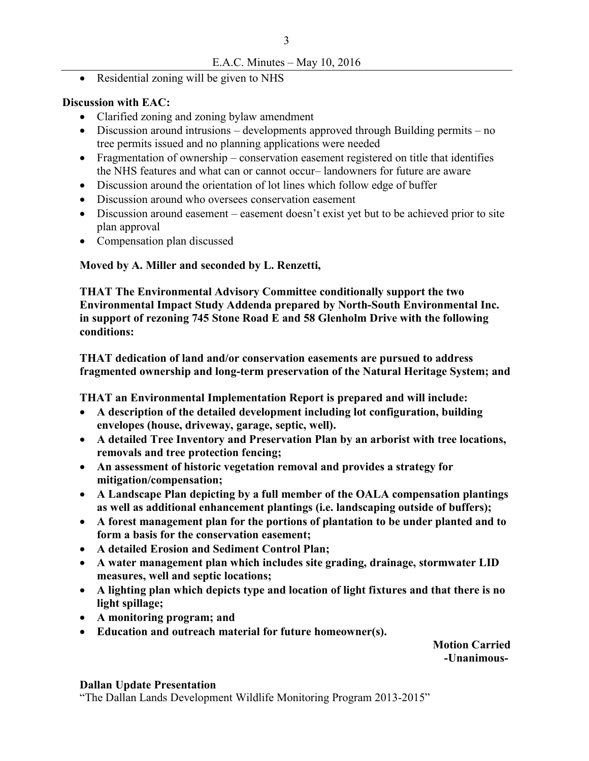- Residential zoning will be given to NHS

**Discussion with EAC:**

- Clarified zoning and zoning bylaw amendment
- Discussion around intrusions – developments approved through Building permits – no tree permits issued and no planning applications were needed
- Fragmentation of ownership – conservation easement registered on title that identifies the NHS features and what can or cannot occur– landowners for future are aware
- Discussion around the orientation of lot lines which follow edge of buffer
- Discussion around who oversees conservation easement
- Discussion around easement – easement doesn't exist yet but to be achieved prior to site plan approval
- Compensation plan discussed

**Moved by A. Miller and seconded by L. Renzetti,**

**THAT The Environmental Advisory Committee conditionally support the two Environmental Impact Study Addenda prepared by North-South Environmental Inc. in support of rezoning 745 Stone Road E and 58 Glenholm Drive with the following conditions:**

**THAT dedication of land and/or conservation easements are pursued to address fragmented ownership and long-term preservation of the Natural Heritage System; and**

**THAT an Environmental Implementation Report is prepared and will include:**

- **A description of the detailed development including lot configuration, building envelopes (house, driveway, garage, septic, well).**
- **A detailed Tree Inventory and Preservation Plan by an arborist with tree locations, removals and tree protection fencing;**
- **An assessment of historic vegetation removal and provides a strategy for mitigation/compensation;**
- **A Landscape Plan depicting by a full member of the OALA compensation plantings as well as additional enhancement plantings (i.e. landscaping outside of buffers);**
- **A forest management plan for the portions of plantation to be under planted and to form a basis for the conservation easement;**
- **A detailed Erosion and Sediment Control Plan;**
- **A water management plan which includes site grading, drainage, stormwater LID measures, well and septic locations;**
- **A lighting plan which depicts type and location of light fixtures and that there is no light spillage;**
- **A monitoring program; and**
- **Education and outreach material for future homeowner(s).**

**Motion Carried**
**-Unanimous-**

**Dallan Update Presentation**

"The Dallan Lands Development Wildlife Monitoring Program 2013-2015"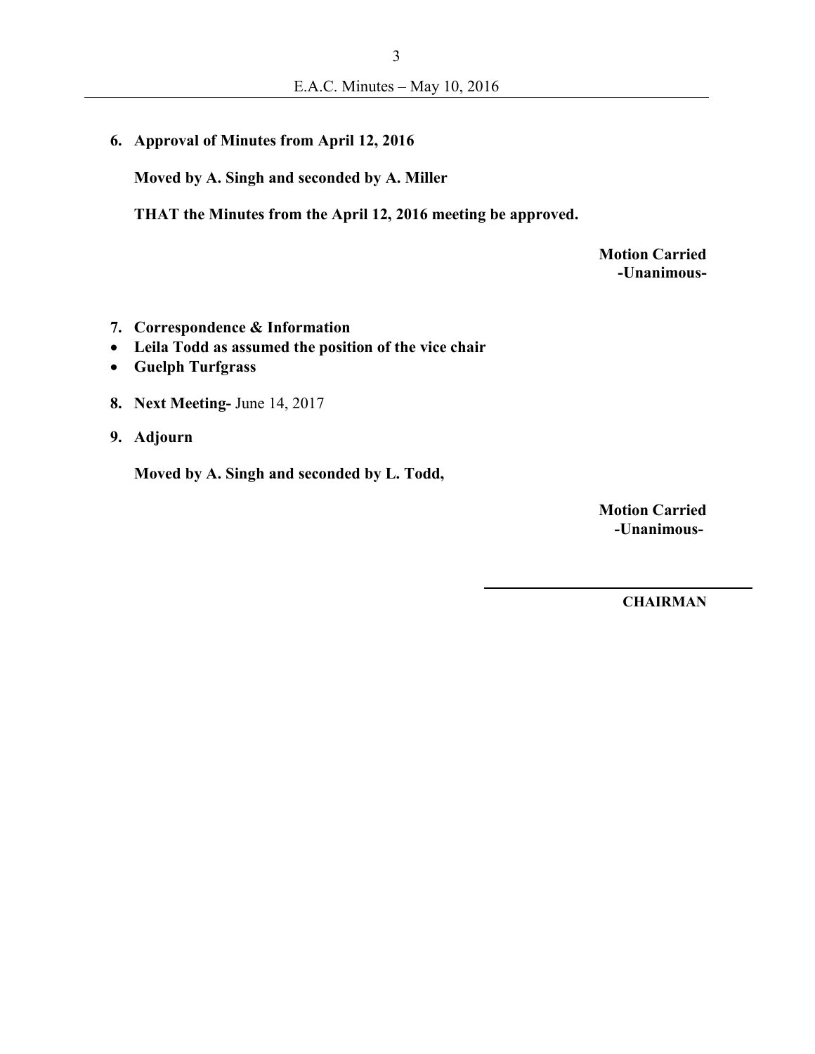**6. Approval of Minutes from April 12, 2016**

**Moved by A. Singh and seconded by A. Miller**

**THAT the Minutes from the April 12, 2016 meeting be approved.**

**Motion Carried**
**-Unanimous-**

**7. Correspondence & Information**

- **Leila Todd as assumed the position of the vice chair**
- **Guelph Turfgrass**

**8. Next Meeting-** June 14, 2017

**9. Adjourn**

**Moved by A. Singh and seconded by L. Todd,**

**Motion Carried**
**-Unanimous-**

______________________________

**CHAIRMAN**